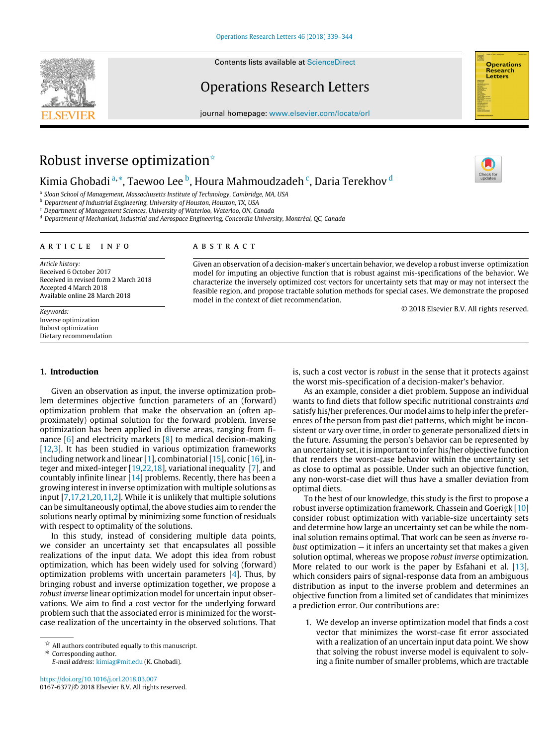# Robust inverse optimization[☆]

Kimia Ghobadi [a,*], Taewoo Lee [b], Houra Mahmoudzadeh [c], Daria Terekhov [d]

[a] Sloan School of Management, Massachusetts Institute of Technology, Cambridge, MA, USA
[b] Department of Industrial Engineering, University of Houston, Houston, TX, USA
[c] Department of Management Sciences, University of Waterloo, Waterloo, ON, Canada
[d] Department of Mechanical, Industrial and Aerospace Engineering, Concordia University, Montréal, QC, Canada

**ARTICLE INFO**

*Article history:*
Received 6 October 2017
Received in revised form 2 March 2018
Accepted 4 March 2018
Available online 28 March 2018

*Keywords:*
Inverse optimization
Robust optimization
Dietary recommendation

**ABSTRACT**

Given an observation of a decision-maker's uncertain behavior, we develop a robust inverse optimization model for imputing an objective function that is robust against mis-specifications of the behavior. We characterize the inversely optimized cost vectors for uncertainty sets that may or may not intersect the feasible region, and propose tractable solution methods for special cases. We demonstrate the proposed model in the context of diet recommendation.

© 2018 Elsevier B.V. All rights reserved.

## 1. Introduction

Given an observation as input, the inverse optimization problem determines objective function parameters of an (forward) optimization problem that make the observation an (often approximately) optimal solution for the forward problem. Inverse optimization has been applied in diverse areas, ranging from finance [6] and electricity markets [8] to medical decision-making [12,3]. It has been studied in various optimization frameworks including network and linear [1], combinatorial [15], conic [16], integer and mixed-integer [19,22,18], variational inequality [7], and countably infinite linear [14] problems. Recently, there has been a growing interest in inverse optimization with multiple solutions as input [7,17,21,20,11,2]. While it is unlikely that multiple solutions can be simultaneously optimal, the above studies aim to render the solutions nearly optimal by minimizing some function of residuals with respect to optimality of the solutions.

In this study, instead of considering multiple data points, we consider an uncertainty set that encapsulates all possible realizations of the input data. We adopt this idea from robust optimization, which has been widely used for solving (forward) optimization problems with uncertain parameters [4]. Thus, by bringing robust and inverse optimization together, we propose a *robust inverse* linear optimization model for uncertain input observations. We aim to find a cost vector for the underlying forward problem such that the associated error is minimized for the worst-case realization of the uncertainty in the observed solutions. That is, such a cost vector is *robust* in the sense that it protects against the worst mis-specification of a decision-maker's behavior.

As an example, consider a diet problem. Suppose an individual wants to find diets that follow specific nutritional constraints *and* satisfy his/her preferences. Our model aims to help infer the preferences of the person from past diet patterns, which might be inconsistent or vary over time, in order to generate personalized diets in the future. Assuming the person's behavior can be represented by an uncertainty set, it is important to infer his/her objective function that renders the worst-case behavior within the uncertainty set as close to optimal as possible. Under such an objective function, any non-worst-case diet will thus have a smaller deviation from optimal diets.

To the best of our knowledge, this study is the first to propose a robust inverse optimization framework. Chassein and Goerigk [10] consider robust optimization with variable-size uncertainty sets and determine how large an uncertainty set can be while the nominal solution remains optimal. That work can be seen as *inverse robust* optimization — it infers an uncertainty set that makes a given solution optimal, whereas we propose *robust inverse* optimization. More related to our work is the paper by Esfahani et al. [13], which considers pairs of signal-response data from an ambiguous distribution as input to the inverse problem and determines an objective function from a limited set of candidates that minimizes a prediction error. Our contributions are:

1. We develop an inverse optimization model that finds a cost vector that minimizes the worst-case fit error associated with a realization of an uncertain input data point. We show that solving the robust inverse model is equivalent to solving a finite number of smaller problems, which are tractable

☆ All authors contributed equally to this manuscript.
\* Corresponding author.
*E-mail address:* kimiag@mit.edu (K. Ghobadi).

https://doi.org/10.1016/j.orl.2018.03.007
0167-6377/© 2018 Elsevier B.V. All rights reserved.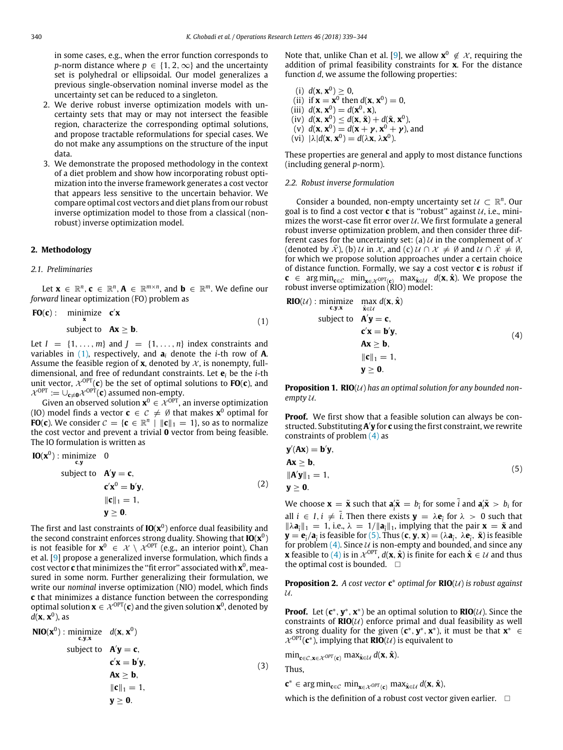in some cases, e.g., when the error function corresponds to $p$-norm distance where $p \in \{1, 2, \infty\}$ and the uncertainty set is polyhedral or ellipsoidal. Our model generalizes a previous single-observation nominal inverse model as the uncertainty set can be reduced to a singleton.

2. We derive robust inverse optimization models with uncertainty sets that may or may not intersect the feasible region, characterize the corresponding optimal solutions, and propose tractable reformulations for special cases. We do not make any assumptions on the structure of the input data.
3. We demonstrate the proposed methodology in the context of a diet problem and show how incorporating robust optimization into the inverse framework generates a cost vector that appears less sensitive to the uncertain behavior. We compare optimal cost vectors and diet plans from our robust inverse optimization model to those from a classical (non-robust) inverse optimization model.

## 2. Methodology

### 2.1. Preliminaries

Let $\mathbf{x} \in \mathbb{R}^n$, $\mathbf{c} \in \mathbb{R}^n$, $\mathbf{A} \in \mathbb{R}^{m \times n}$, and $\mathbf{b} \in \mathbb{R}^m$. We define our *forward* linear optimization (FO) problem as

$$\mathbf{FO}(\mathbf{c}): \quad \underset{\mathbf{x}}{\text{minimize}} \quad \mathbf{c}'\mathbf{x} \qquad \text{subject to} \quad \mathbf{Ax} \geq \mathbf{b}. \tag{1}$$

Let $I = \{1, \ldots, m\}$ and $J = \{1, \ldots, n\}$ index constraints and variables in (1), respectively, and $\mathbf{a}_i$ denote the $i$-th row of $\mathbf{A}$. Assume the feasible region of $\mathbf{x}$, denoted by $\mathcal{X}$, is nonempty, full-dimensional, and free of redundant constraints. Let $\mathbf{e}_i$ be the $i$-th unit vector, $\mathcal{X}^{\text{OPT}}(\mathbf{c})$ be the set of optimal solutions to $\mathbf{FO}(\mathbf{c})$, and $\mathcal{X}^{\text{OPT}} := \cup_{\mathbf{c} \neq \mathbf{0}} \mathcal{X}^{\text{OPT}}(\mathbf{c})$ assumed non-empty.

Given an observed solution $\mathbf{x}^0 \in \mathcal{X}^{\text{OPT}}$, an inverse optimization (IO) model finds a vector $\mathbf{c} \in \mathcal{C} \neq \emptyset$ that makes $\mathbf{x}^0$ optimal for $\mathbf{FO}(\mathbf{c})$. We consider $\mathcal{C} = \{\mathbf{c} \in \mathbb{R}^n \mid \|\mathbf{c}\|_1 = 1\}$, so as to normalize the cost vector and prevent a trivial $\mathbf{0}$ vector from being feasible. The IO formulation is written as

$$\begin{aligned}
\mathbf{IO}(\mathbf{x}^0): \underset{\mathbf{c},\mathbf{y}}{\text{minimize}} \quad & 0 \\
\text{subject to} \quad & \mathbf{A}'\mathbf{y} = \mathbf{c}, \\
& \mathbf{c}'\mathbf{x}^0 = \mathbf{b}'\mathbf{y}, \\
& \|\mathbf{c}\|_1 = 1, \\
& \mathbf{y} \geq \mathbf{0}.
\end{aligned} \tag{2}$$

The first and last constraints of $\mathbf{IO}(\mathbf{x}^0)$ enforce dual feasibility and the second constraint enforces strong duality. Showing that $\mathbf{IO}(\mathbf{x}^0)$ is not feasible for $\mathbf{x}^0 \in \mathcal{X} \setminus \mathcal{X}^{\text{OPT}}$ (e.g., an interior point), Chan et al. [9] propose a generalized inverse formulation, which finds a cost vector $\mathbf{c}$ that minimizes the "fit error" associated with $\mathbf{x}^0$, measured in some norm. Further generalizing their formulation, we write our *nominal* inverse optimization (NIO) model, which finds $\mathbf{c}$ that minimizes a distance function between the corresponding optimal solution $\mathbf{x} \in \mathcal{X}^{\text{OPT}}(\mathbf{c})$ and the given solution $\mathbf{x}^0$, denoted by $d(\mathbf{x}, \mathbf{x}^0)$, as

$$\begin{aligned}
\mathbf{NIO}(\mathbf{x}^0): \underset{\mathbf{c},\mathbf{y},\mathbf{x}}{\text{minimize}} \quad & d(\mathbf{x}, \mathbf{x}^0) \\
\text{subject to} \quad & \mathbf{A}'\mathbf{y} = \mathbf{c}, \\
& \mathbf{c}'\mathbf{x} = \mathbf{b}'\mathbf{y}, \\
& \mathbf{Ax} \geq \mathbf{b}, \\
& \|\mathbf{c}\|_1 = 1, \\
& \mathbf{y} \geq \mathbf{0}.
\end{aligned} \tag{3}$$

Note that, unlike Chan et al. [9], we allow $\mathbf{x}^0 \notin \mathcal{X}$, requiring the addition of primal feasibility constraints for $\mathbf{x}$. For the distance function $d$, we assume the following properties:

(i) $d(\mathbf{x}, \mathbf{x}^0) \geq 0$,
(ii) if $\mathbf{x} = \mathbf{x}^0$ then $d(\mathbf{x}, \mathbf{x}^0) = 0$,
(iii) $d(\mathbf{x}, \mathbf{x}^0) = d(\mathbf{x}^0, \mathbf{x})$,
(iv) $d(\mathbf{x}, \mathbf{x}^0) \leq d(\mathbf{x}, \tilde{\mathbf{x}}) + d(\tilde{\mathbf{x}}, \mathbf{x}^0)$,
(v) $d(\mathbf{x}, \mathbf{x}^0) = d(\mathbf{x} + \boldsymbol{\gamma}, \mathbf{x}^0 + \boldsymbol{\gamma})$, and
(vi) $|\lambda| d(\mathbf{x}, \mathbf{x}^0) = d(\lambda\mathbf{x}, \lambda\mathbf{x}^0)$.

These properties are general and apply to most distance functions (including general $p$-norm).

### 2.2. Robust inverse formulation

Consider a bounded, non-empty uncertainty set $\mathcal{U} \subset \mathbb{R}^n$. Our goal is to find a cost vector $\mathbf{c}$ that is "robust" against $\mathcal{U}$, i.e., minimizes the worst-case fit error over $\mathcal{U}$. We first formulate a general robust inverse optimization problem, and then consider three different cases for the uncertainty set: (a) $\mathcal{U}$ in the complement of $\mathcal{X}$ (denoted by $\bar{\mathcal{X}}$), (b) $\mathcal{U}$ in $\mathcal{X}$, and (c) $\mathcal{U} \cap \mathcal{X} \neq \emptyset$ and $\mathcal{U} \cap \bar{\mathcal{X}} \neq \emptyset$, for which we propose solution approaches under a certain choice of distance function. Formally, we say a cost vector $\mathbf{c}$ is *robust* if $\mathbf{c} \in \arg\min_{\mathbf{c} \in \mathcal{C}} \min_{\mathbf{x} \in \mathcal{X}^{\text{OPT}}(\mathbf{c})} \max_{\hat{\mathbf{x}} \in \mathcal{U}} d(\mathbf{x}, \hat{\mathbf{x}})$. We propose the robust inverse optimization (RIO) model:

$$\begin{aligned}
\mathbf{RIO}(\mathcal{U}): \underset{\mathbf{c},\mathbf{y},\mathbf{x}}{\text{minimize}} \quad & \max_{\hat{\mathbf{x}} \in \mathcal{U}} d(\mathbf{x}, \hat{\mathbf{x}}) \\
\text{subject to} \quad & \mathbf{A}'\mathbf{y} = \mathbf{c}, \\
& \mathbf{c}'\mathbf{x} = \mathbf{b}'\mathbf{y}, \\
& \mathbf{Ax} \geq \mathbf{b}, \\
& \|\mathbf{c}\|_1 = 1, \\
& \mathbf{y} \geq \mathbf{0}.
\end{aligned} \tag{4}$$

**Proposition 1.** *$\mathbf{RIO}(\mathcal{U})$ has an optimal solution for any bounded non-empty $\mathcal{U}$.*

**Proof.** We first show that a feasible solution can always be constructed. Substituting $\mathbf{A}'\mathbf{y}$ for $\mathbf{c}$ using the first constraint, we rewrite constraints of problem (4) as

$$\begin{aligned}
& \mathbf{y}'(\mathbf{Ax}) = \mathbf{b}'\mathbf{y}, \\
& \mathbf{Ax} \geq \mathbf{b}, \\
& \|\mathbf{A}'\mathbf{y}\|_1 = 1, \\
& \mathbf{y} \geq \mathbf{0}.
\end{aligned} \tag{5}$$

We choose $\mathbf{x} = \tilde{\mathbf{x}}$ such that $\mathbf{a}_{\tilde{i}}'\tilde{\mathbf{x}} = b_{\tilde{i}}$ for some $\tilde{i}$ and $\mathbf{a}_i'\tilde{\mathbf{x}} > b_i$ for all $i \in I, i \neq \tilde{i}$. Then there exists $\mathbf{y} = \lambda\mathbf{e}_{\tilde{i}}$ for $\lambda > 0$ such that $\|\lambda\mathbf{a}_{\tilde{i}}\|_1 = 1$, i.e., $\lambda = 1/\|\mathbf{a}_{\tilde{i}}\|_1$, implying that the pair $\mathbf{x} = \tilde{\mathbf{x}}$ and $\mathbf{y} = \mathbf{e}_{\tilde{i}}/\mathbf{a}_{\tilde{i}}$ is feasible for (5). Thus $(\mathbf{c}, \mathbf{y}, \mathbf{x}) = (\lambda\mathbf{a}_{\tilde{i}}, \lambda\mathbf{e}_{\tilde{i}}, \tilde{\mathbf{x}})$ is feasible for problem (4). Since $\mathcal{U}$ is non-empty and bounded, and since any $\mathbf{x}$ feasible to (4) is in $\mathcal{X}^{\text{OPT}}$, $d(\mathbf{x}, \hat{\mathbf{x}})$ is finite for each $\hat{\mathbf{x}} \in \mathcal{U}$ and thus the optimal cost is bounded. $\square$

**Proposition 2.** *A cost vector $\mathbf{c}^*$ optimal for $\mathbf{RIO}(\mathcal{U})$ is robust against $\mathcal{U}$.*

**Proof.** Let $(\mathbf{c}^*, \mathbf{y}^*, \mathbf{x}^*)$ be an optimal solution to $\mathbf{RIO}(\mathcal{U})$. Since the constraints of $\mathbf{RIO}(\mathcal{U})$ enforce primal and dual feasibility as well as strong duality for the given $(\mathbf{c}^*, \mathbf{y}^*, \mathbf{x}^*)$, it must be that $\mathbf{x}^* \in \mathcal{X}^{\text{OPT}}(\mathbf{c}^*)$, implying that $\mathbf{RIO}(\mathcal{U})$ is equivalent to

$$\min_{\mathbf{c} \in \mathcal{C}, \mathbf{x} \in \mathcal{X}^{OPT}(\mathbf{c})} \max_{\hat{\mathbf{x}} \in \mathcal{U}} d(\mathbf{x}, \hat{\mathbf{x}}).$$

Thus,

$$\mathbf{c}^* \in \arg\min_{\mathbf{c} \in \mathcal{C}} \min_{\mathbf{x} \in \mathcal{X}^{OPT}(\mathbf{c})} \max_{\hat{\mathbf{x}} \in \mathcal{U}} d(\mathbf{x}, \hat{\mathbf{x}}),$$

which is the definition of a robust cost vector given earlier. $\square$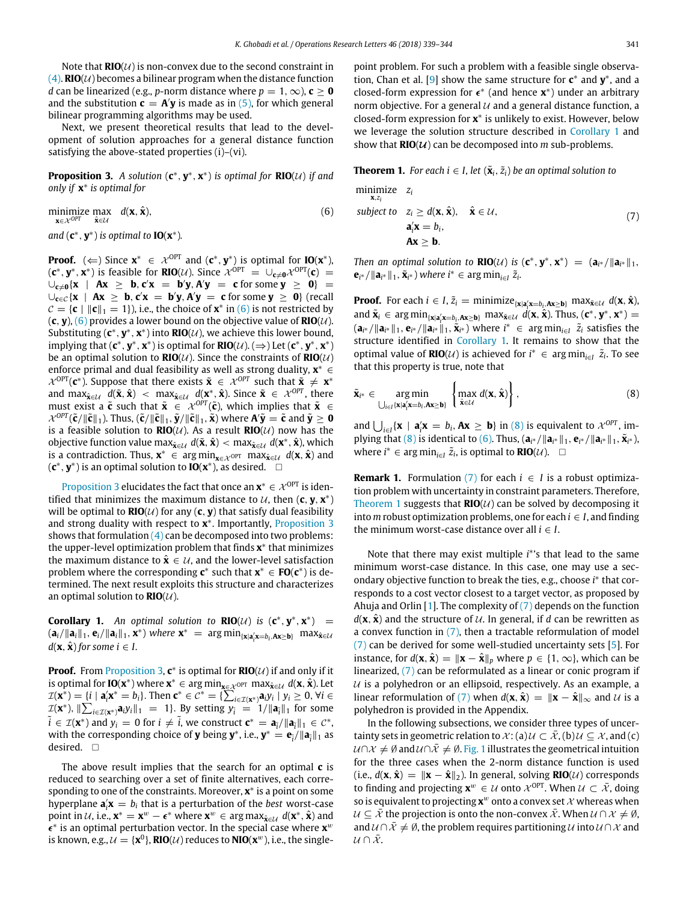Note that $\mathbf{RIO}(\mathcal{U})$ is non-convex due to the second constraint in (4). $\mathbf{RIO}(\mathcal{U})$ becomes a bilinear program when the distance function $d$ can be linearized (e.g., $p$-norm distance where $p = 1, \infty$), $\mathbf{c} \geq \mathbf{0}$ and the substitution $\mathbf{c} = \mathbf{A}'\mathbf{y}$ is made as in (5), for which general bilinear programming algorithms may be used.

Next, we present theoretical results that lead to the development of solution approaches for a general distance function satisfying the above-stated properties (i)–(vi).

**Proposition 3.** *A solution* $(\mathbf{c}^*, \mathbf{y}^*, \mathbf{x}^*)$ *is optimal for* $\mathbf{RIO}(\mathcal{U})$ *if and only if* $\mathbf{x}^*$ *is optimal for*

$$\underset{\mathbf{x}\in\mathcal{X}^{OPT}}{\text{minimize}} \max_{\hat{\mathbf{x}}\in\mathcal{U}} \quad d(\mathbf{x}, \hat{\mathbf{x}}), \tag{6}$$

*and* $(\mathbf{c}^*, \mathbf{y}^*)$ *is optimal to* $\mathbf{IO}(\mathbf{x}^*)$*.*

**Proof.** ($\Leftarrow$) Since $\mathbf{x}^* \in \mathcal{X}^{\text{OPT}}$ and $(\mathbf{c}^*, \mathbf{y}^*)$ is optimal for $\mathbf{IO}(\mathbf{x}^*)$, $(\mathbf{c}^*, \mathbf{y}^*, \mathbf{x}^*)$ is feasible for $\mathbf{RIO}(\mathcal{U})$. Since $\mathcal{X}^{\text{OPT}} = \cup_{\mathbf{c}\neq\mathbf{0}}\mathcal{X}^{\text{OPT}}(\mathbf{c}) = \cup_{\mathbf{c}\neq\mathbf{0}}\{\mathbf{x} \mid \mathbf{A}\mathbf{x} \geq \mathbf{b}, \mathbf{c}'\mathbf{x} = \mathbf{b}'\mathbf{y}, \mathbf{A}'\mathbf{y} = \mathbf{c} \text{ for some } \mathbf{y} \geq \mathbf{0}\} = \cup_{\mathbf{c}\in\mathcal{C}}\{\mathbf{x} \mid \mathbf{A}\mathbf{x} \geq \mathbf{b}, \mathbf{c}'\mathbf{x} = \mathbf{b}'\mathbf{y}, \mathbf{A}'\mathbf{y} = \mathbf{c} \text{ for some } \mathbf{y} \geq \mathbf{0}\}$ (recall $\mathcal{C} = \{\mathbf{c} \mid \|\mathbf{c}\|_1 = 1\}$), i.e., the choice of $\mathbf{x}^*$ in (6) is not restricted by $(\mathbf{c}, \mathbf{y})$, (6) provides a lower bound on the objective value of $\mathbf{RIO}(\mathcal{U})$. Substituting $(\mathbf{c}^*, \mathbf{y}^*, \mathbf{x}^*)$ into $\mathbf{RIO}(\mathcal{U})$, we achieve this lower bound, implying that $(\mathbf{c}^*, \mathbf{y}^*, \mathbf{x}^*)$ is optimal for $\mathbf{RIO}(\mathcal{U})$. ($\Rightarrow$) Let $(\mathbf{c}^*, \mathbf{y}^*, \mathbf{x}^*)$ be an optimal solution to $\mathbf{RIO}(\mathcal{U})$. Since the constraints of $\mathbf{RIO}(\mathcal{U})$ enforce primal and dual feasibility as well as strong duality, $\mathbf{x}^* \in \mathcal{X}^{\text{OPT}}(\mathbf{c}^*)$. Suppose that there exists $\bar{\mathbf{x}} \in \mathcal{X}^{OPT}$ such that $\bar{\mathbf{x}} \neq \mathbf{x}^*$ and $\max_{\hat{\mathbf{x}}\in\mathcal{U}} d(\bar{\mathbf{x}}, \hat{\mathbf{x}}) < \max_{\hat{\mathbf{x}}\in\mathcal{U}} d(\mathbf{x}^*, \hat{\mathbf{x}})$. Since $\bar{\mathbf{x}} \in \mathcal{X}^{OPT}$, there must exist a $\bar{\mathbf{c}}$ such that $\bar{\mathbf{x}} \in \mathcal{X}^{OPT}(\bar{\mathbf{c}})$, which implies that $\bar{\mathbf{x}} \in \mathcal{X}^{OPT}(\bar{\mathbf{c}}/\|\bar{\mathbf{c}}\|_1)$. Thus, $(\bar{\mathbf{c}}/\|\bar{\mathbf{c}}\|_1, \bar{\mathbf{y}}/\|\bar{\mathbf{c}}\|_1, \bar{\mathbf{x}})$ where $\mathbf{A}'\bar{\mathbf{y}} = \bar{\mathbf{c}}$ and $\bar{\mathbf{y}} \geq \mathbf{0}$ is a feasible solution to $\mathbf{RIO}(\mathcal{U})$. As a result $\mathbf{RIO}(\mathcal{U})$ now has the objective function value $\max_{\hat{\mathbf{x}}\in\mathcal{U}} d(\bar{\mathbf{x}}, \hat{\mathbf{x}}) < \max_{\hat{\mathbf{x}}\in\mathcal{U}} d(\mathbf{x}^*, \hat{\mathbf{x}})$, which is a contradiction. Thus, $\mathbf{x}^* \in \arg\min_{\mathbf{x}\in\mathcal{X}^{\text{OPT}}} \max_{\hat{\mathbf{x}}\in\mathcal{U}} d(\mathbf{x}, \hat{\mathbf{x}})$ and $(\mathbf{c}^*, \mathbf{y}^*)$ is an optimal solution to $\mathbf{IO}(\mathbf{x}^*)$, as desired. $\square$

Proposition 3 elucidates the fact that once an $\mathbf{x}^* \in \mathcal{X}^{\text{OPT}}$ is identified that minimizes the maximum distance to $\mathcal{U}$, then $(\mathbf{c}, \mathbf{y}, \mathbf{x}^*)$ will be optimal to $\mathbf{RIO}(\mathcal{U})$ for any $(\mathbf{c}, \mathbf{y})$ that satisfy dual feasibility and strong duality with respect to $\mathbf{x}^*$. Importantly, Proposition 3 shows that formulation (4) can be decomposed into two problems: the upper-level optimization problem that finds $\mathbf{x}^*$ that minimizes the maximum distance to $\hat{\mathbf{x}} \in \mathcal{U}$, and the lower-level satisfaction problem where the corresponding $\mathbf{c}^*$ such that $\mathbf{x}^* \in \mathbf{FO}(\mathbf{c}^*)$ is determined. The next result exploits this structure and characterizes an optimal solution to $\mathbf{RIO}(\mathcal{U})$.

**Corollary 1.** *An optimal solution to* $\mathbf{RIO}(\mathcal{U})$ *is* $(\mathbf{c}^*, \mathbf{y}^*, \mathbf{x}^*) = (\mathbf{a}_i/\|\mathbf{a}_i\|_1, \mathbf{e}_i/\|\mathbf{a}_i\|_1, \mathbf{x}^*)$ *where* $\mathbf{x}^* = \arg\min_{\{\mathbf{x}|\mathbf{a}_i'\mathbf{x}=b_i, \mathbf{A}\mathbf{x}\geq\mathbf{b}\}} \max_{\hat{\mathbf{x}}\in\mathcal{U}} d(\mathbf{x}, \hat{\mathbf{x}})$ *for some* $i \in I$*.*

**Proof.** From Proposition 3, $\mathbf{c}^*$ is optimal for $\mathbf{RIO}(\mathcal{U})$ if and only if it is optimal for $\mathbf{IO}(\mathbf{x}^*)$ where $\mathbf{x}^* \in \arg\min_{\mathbf{x}\in\mathcal{X}^{\text{OPT}}} \max_{\hat{\mathbf{x}}\in\mathcal{U}} d(\mathbf{x}, \hat{\mathbf{x}})$. Let $\mathcal{I}(\mathbf{x}^*) = \{i \mid \mathbf{a}_i'\mathbf{x}^* = b_i\}$. Then $\mathbf{c}^* \in \mathcal{C}^* = \{\sum_{i\in\mathcal{I}(\mathbf{x}^*)}\mathbf{a}_i y_i \mid y_i \geq 0, \forall i \in \mathcal{I}(\mathbf{x}^*), \|\sum_{i\in\mathcal{I}(\mathbf{x}^*)}\mathbf{a}_i y_i\|_1 = 1\}$. By setting $y_{\bar{i}} = 1/\|\mathbf{a}_{\bar{i}}\|_1$ for some $\bar{i} \in \mathcal{I}(\mathbf{x}^*)$ and $y_i = 0$ for $i \neq \bar{i}$, we construct $\mathbf{c}^* = \mathbf{a}_{\bar{i}}/\|\mathbf{a}_{\bar{i}}\|_1 \in \mathcal{C}^*$, with the corresponding choice of $\mathbf{y}$ being $\mathbf{y}^*$, i.e., $\mathbf{y}^* = \mathbf{e}_{\bar{i}}/\|\mathbf{a}_{\bar{i}}\|_1$ as desired. $\square$

The above result implies that the search for an optimal $\mathbf{c}$ is reduced to searching over a set of finite alternatives, each corresponding to one of the constraints. Moreover, $\mathbf{x}^*$ is a point on some hyperplane $\mathbf{a}_i'\mathbf{x} = b_i$ that is a perturbation of the *best* worst-case point in $\mathcal{U}$, i.e., $\mathbf{x}^* = \mathbf{x}^w - \boldsymbol{\epsilon}^*$ where $\mathbf{x}^w \in \arg\max_{\hat{\mathbf{x}}\in\mathcal{U}} d(\mathbf{x}^*, \hat{\mathbf{x}})$ and $\boldsymbol{\epsilon}^*$ is an optimal perturbation vector. In the special case where $\mathbf{x}^w$ is known, e.g., $\mathcal{U} = \{\mathbf{x}^0\}$, $\mathbf{RIO}(\mathcal{U})$ reduces to $\mathbf{NIO}(\mathbf{x}^w)$, i.e., the single-point problem. For such a problem with a feasible single observation, Chan et al. [9] show the same structure for $\mathbf{c}^*$ and $\mathbf{y}^*$, and a closed-form expression for $\boldsymbol{\epsilon}^*$ (and hence $\mathbf{x}^*$) under an arbitrary norm objective. For a general $\mathcal{U}$ and a general distance function, a closed-form expression for $\mathbf{x}^*$ is unlikely to exist. However, below we leverage the solution structure described in Corollary 1 and show that $\mathbf{RIO}(\mathcal{U})$ can be decomposed into $m$ sub-problems.

**Theorem 1.** *For each* $i \in I$*, let* $(\tilde{\mathbf{x}}_i, \tilde{z}_i)$ *be an optimal solution to*

$$\begin{aligned}
\underset{\mathbf{x}, z_i}{\text{minimize}} \quad & z_i \\
\textit{subject to} \quad & z_i \geq d(\mathbf{x}, \hat{\mathbf{x}}), \quad \hat{\mathbf{x}} \in \mathcal{U}, \\
& \mathbf{a}_i'\mathbf{x} = b_i, \\
& \mathbf{A}\mathbf{x} \geq \mathbf{b}.
\end{aligned} \tag{7}$$

*Then an optimal solution to* $\mathbf{RIO}(\mathcal{U})$ *is* $(\mathbf{c}^*, \mathbf{y}^*, \mathbf{x}^*) = (\mathbf{a}_{i^*}/\|\mathbf{a}_{i^*}\|_1, \mathbf{e}_{i^*}/\|\mathbf{a}_{i^*}\|_1, \tilde{\mathbf{x}}_{i^*})$ *where* $i^* \in \arg\min_{i\in I} \tilde{z}_i$*.*

**Proof.** For each $i \in I$, $\tilde{z}_i = \text{minimize}_{\{\mathbf{x}|\mathbf{a}_i'\mathbf{x}=b_i, \mathbf{A}\mathbf{x}\geq\mathbf{b}\}} \max_{\hat{\mathbf{x}}\in\mathcal{U}} d(\mathbf{x}, \hat{\mathbf{x}})$, and $\tilde{\mathbf{x}}_i \in \arg\min_{\{\mathbf{x}|\mathbf{a}_i'\mathbf{x}=b_i, \mathbf{A}\mathbf{x}\geq\mathbf{b}\}} \max_{\hat{\mathbf{x}}\in\mathcal{U}} d(\mathbf{x}, \hat{\mathbf{x}})$. Thus, $(\mathbf{c}^*, \mathbf{y}^*, \mathbf{x}^*) = (\mathbf{a}_{i^*}/\|\mathbf{a}_{i^*}\|_1, \mathbf{e}_{i^*}/\|\mathbf{a}_{i^*}\|_1, \tilde{\mathbf{x}}_{i^*})$ where $i^* \in \arg\min_{i\in I} \tilde{z}_i$ satisfies the structure identified in Corollary 1. It remains to show that the optimal value of $\mathbf{RIO}(\mathcal{U})$ is achieved for $i^* \in \arg\min_{i\in I} \tilde{z}_i$. To see that this property is true, note that

$$\tilde{\mathbf{x}}_{i^*} \in \underset{\bigcup_{i\in I}\{\mathbf{x}|\mathbf{a}_i'\mathbf{x}=b_i, \mathbf{A}\mathbf{x}\geq\mathbf{b}\}}{\arg\min} \left\{ \max_{\hat{\mathbf{x}}\in\mathcal{U}} d(\mathbf{x}, \hat{\mathbf{x}}) \right\}, \tag{8}$$

and $\bigcup_{i\in I}\{\mathbf{x} \mid \mathbf{a}_i'\mathbf{x} = b_i, \mathbf{A}\mathbf{x} \geq \mathbf{b}\}$ in (8) is equivalent to $\mathcal{X}^{OPT}$, implying that (8) is identical to (6). Thus, $(\mathbf{a}_{i^*}/\|\mathbf{a}_{i^*}\|_1, \mathbf{e}_{i^*}/\|\mathbf{a}_{i^*}\|_1, \tilde{\mathbf{x}}_{i^*})$, where $i^* \in \arg\min_{i\in I} \tilde{z}_i$, is optimal to $\mathbf{RIO}(\mathcal{U})$. $\square$

**Remark 1.** Formulation (7) for each $i \in I$ is a robust optimization problem with uncertainty in constraint parameters. Therefore, Theorem 1 suggests that $\mathbf{RIO}(\mathcal{U})$ can be solved by decomposing it into $m$ robust optimization problems, one for each $i \in I$, and finding the minimum worst-case distance over all $i \in I$.

Note that there may exist multiple $i^*$'s that lead to the same minimum worst-case distance. In this case, one may use a secondary objective function to break the ties, e.g., choose $i^*$ that corresponds to a cost vector closest to a target vector, as proposed by Ahuja and Orlin [1]. The complexity of (7) depends on the function $d(\mathbf{x}, \hat{\mathbf{x}})$ and the structure of $\mathcal{U}$. In general, if $d$ can be rewritten as a convex function in (7), then a tractable reformulation of model (7) can be derived for some well-studied uncertainty sets [5]. For instance, for $d(\mathbf{x}, \hat{\mathbf{x}}) = \|\mathbf{x} - \hat{\mathbf{x}}\|_p$ where $p \in \{1, \infty\}$, which can be linearized, (7) can be reformulated as a linear or conic program if $\mathcal{U}$ is a polyhedron or an ellipsoid, respectively. As an example, a linear reformulation of (7) when $d(\mathbf{x}, \hat{\mathbf{x}}) = \|\mathbf{x} - \hat{\mathbf{x}}\|_\infty$ and $\mathcal{U}$ is a polyhedron is provided in the Appendix.

In the following subsections, we consider three types of uncertainty sets in geometric relation to $\mathcal{X}$: (a) $\mathcal{U} \subset \bar{\mathcal{X}}$, (b) $\mathcal{U} \subseteq \mathcal{X}$, and (c) $\mathcal{U} \cap \mathcal{X} \neq \emptyset$ and $\mathcal{U} \cap \bar{\mathcal{X}} \neq \emptyset$. Fig. 1 illustrates the geometrical intuition for the three cases when the 2-norm distance function is used (i.e., $d(\mathbf{x}, \hat{\mathbf{x}}) = \|\mathbf{x} - \hat{\mathbf{x}}\|_2$). In general, solving $\mathbf{RIO}(\mathcal{U})$ corresponds to finding and projecting $\mathbf{x}^w \in \mathcal{U}$ onto $\mathcal{X}^{\text{OPT}}$. When $\mathcal{U} \subset \bar{\mathcal{X}}$, doing so is equivalent to projecting $\mathbf{x}^w$ onto a convex set $\mathcal{X}$ whereas when $\mathcal{U} \subseteq \bar{\mathcal{X}}$ the projection is onto the non-convex $\bar{\mathcal{X}}$. When $\mathcal{U} \cap \mathcal{X} \neq \emptyset$, and $\mathcal{U} \cap \bar{\mathcal{X}} \neq \emptyset$, the problem requires partitioning $\mathcal{U}$ into $\mathcal{U} \cap \mathcal{X}$ and $\mathcal{U} \cap \bar{\mathcal{X}}$.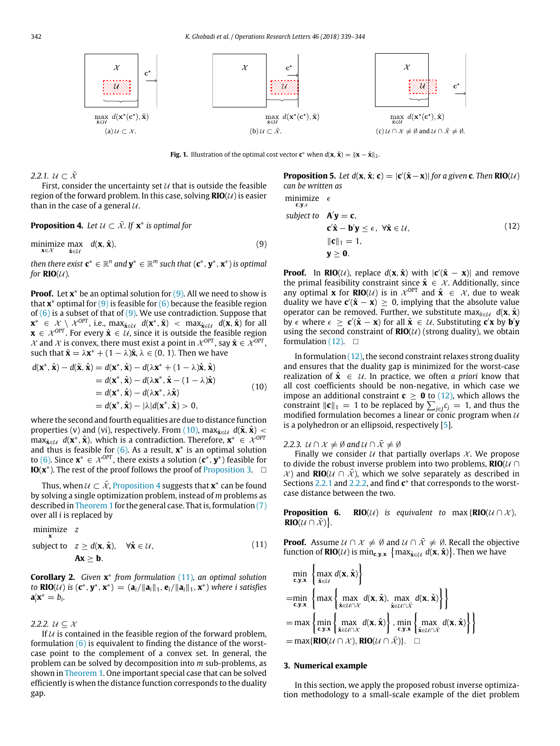$\max_{\hat{\mathbf{x}} \in \mathcal{U}} d(\mathbf{x}^*(\mathbf{c}^*), \hat{\mathbf{x}})$ (a) $\mathcal{U} \subset \mathcal{X}$.

$\max_{\hat{\mathbf{x}} \in \mathcal{U}} d(\mathbf{x}^*(\mathbf{c}^*), \hat{\mathbf{x}})$ (b) $\mathcal{U} \subset \bar{\mathcal{X}}$.

$\max_{\hat{\mathbf{x}} \in \mathcal{U}} d(\mathbf{x}^*(\mathbf{c}^*), \hat{\mathbf{x}})$ (c) $\mathcal{U} \cap \mathcal{X} \neq \emptyset$ and $\mathcal{U} \cap \bar{\mathcal{X}} \neq \emptyset$.

**Fig. 1.** Illustration of the optimal cost vector $\mathbf{c}^*$ when $d(\mathbf{x}, \hat{\mathbf{x}}) = \|\mathbf{x} - \hat{\mathbf{x}}\|_2$.

#### 2.2.1. $\mathcal{U} \subset \bar{\mathcal{X}}$

First, consider the uncertainty set $\mathcal{U}$ that is outside the feasible region of the forward problem. In this case, solving **RIO**($\mathcal{U}$) is easier than in the case of a general $\mathcal{U}$.

**Proposition 4.** *Let $\mathcal{U} \subset \bar{\mathcal{X}}$. If $\mathbf{x}^*$ is optimal for*

$$\underset{\mathbf{x} \in \mathcal{X}}{\text{minimize}} \max_{\hat{\mathbf{x}} \in \mathcal{U}} \quad d(\mathbf{x}, \hat{\mathbf{x}}), \tag{9}$$

*then there exist $\mathbf{c}^* \in \mathbb{R}^n$ and $\mathbf{y}^* \in \mathbb{R}^m$ such that $(\mathbf{c}^*, \mathbf{y}^*, \mathbf{x}^*)$ is optimal for* **RIO**($\mathcal{U}$).

**Proof.** Let $\mathbf{x}^*$ be an optimal solution for (9). All we need to show is that $\mathbf{x}^*$ optimal for (9) is feasible for (6) because the feasible region of (6) is a subset of that of (9). We use contradiction. Suppose that $\mathbf{x}^* \in \mathcal{X} \setminus \mathcal{X}^{OPT}$, i.e., $\max_{\hat{\mathbf{x}} \in \mathcal{U}} d(\mathbf{x}^*, \hat{\mathbf{x}}) < \max_{\hat{\mathbf{x}} \in \mathcal{U}} d(\mathbf{x}, \hat{\mathbf{x}})$ for all $\mathbf{x} \in \mathcal{X}^{OPT}$. For every $\hat{\mathbf{x}} \in \mathcal{U}$, since it is outside the feasible region $\mathcal{X}$ and $\mathcal{X}$ is convex, there must exist a point in $\mathcal{X}^{OPT}$, say $\bar{\mathbf{x}} \in \mathcal{X}^{OPT}$, such that $\bar{\mathbf{x}} = \lambda \mathbf{x}^* + (1 - \lambda)\hat{\mathbf{x}}, \lambda \in (0, 1)$. Then we have

$$\begin{aligned}
d(\mathbf{x}^*, \hat{\mathbf{x}}) - d(\bar{\mathbf{x}}, \hat{\mathbf{x}}) &= d(\mathbf{x}^*, \hat{\mathbf{x}}) - d(\lambda \mathbf{x}^* + (1 - \lambda)\hat{\mathbf{x}}, \hat{\mathbf{x}}) \\
&= d(\mathbf{x}^*, \hat{\mathbf{x}}) - d(\lambda \mathbf{x}^*, \hat{\mathbf{x}} - (1 - \lambda)\hat{\mathbf{x}}) \\
&= d(\mathbf{x}^*, \hat{\mathbf{x}}) - d(\lambda \mathbf{x}^*, \lambda \hat{\mathbf{x}}) \\
&= d(\mathbf{x}^*, \hat{\mathbf{x}}) - |\lambda| d(\mathbf{x}^*, \hat{\mathbf{x}}) > 0,
\end{aligned} \tag{10}$$

where the second and fourth equalities are due to distance function properties (v) and (vi), respectively. From (10), $\max_{\hat{\mathbf{x}} \in \mathcal{U}} d(\bar{\mathbf{x}}, \hat{\mathbf{x}}) < \max_{\hat{\mathbf{x}} \in \mathcal{U}} d(\mathbf{x}^*, \hat{\mathbf{x}})$, which is a contradiction. Therefore, $\mathbf{x}^* \in \mathcal{X}^{OPT}$ and thus is feasible for (6). As a result, $\mathbf{x}^*$ is an optimal solution to (6). Since $\mathbf{x}^* \in \mathcal{X}^{OPT}$, there exists a solution $(\mathbf{c}^*, \mathbf{y}^*)$ feasible for **IO**($\mathbf{x}^*$). The rest of the proof follows the proof of Proposition 3. $\square$

Thus, when $\mathcal{U} \subset \bar{\mathcal{X}}$, Proposition 4 suggests that $\mathbf{x}^*$ can be found by solving a single optimization problem, instead of $m$ problems as described in Theorem 1 for the general case. That is, formulation (7) over all $i$ is replaced by

$$\begin{aligned}
\underset{\mathbf{x}}{\text{minimize}} \quad & z \\
\text{subject to} \quad & z \geq d(\mathbf{x}, \hat{\mathbf{x}}), \quad \forall \hat{\mathbf{x}} \in \mathcal{U}, \\
& \mathbf{A}\mathbf{x} \geq \mathbf{b}.
\end{aligned} \tag{11}$$

**Corollary 2.** *Given $\mathbf{x}^*$ from formulation (11), an optimal solution to* **RIO**($\mathcal{U}$) *is $(\mathbf{c}^*, \mathbf{y}^*, \mathbf{x}^*) = (\mathbf{a}_i / \|\mathbf{a}_i\|_1, \mathbf{e}_i / \|\mathbf{a}_i\|_1, \mathbf{x}^*)$ where $i$ satisfies $\mathbf{a}_i' \mathbf{x}^* = b_i$.*

#### 2.2.2. $\mathcal{U} \subseteq \mathcal{X}$

If $\mathcal{U}$ is contained in the feasible region of the forward problem, formulation (6) is equivalent to finding the distance of the worst-case point to the complement of a convex set. In general, the problem can be solved by decomposition into $m$ sub-problems, as shown in Theorem 1. One important special case that can be solved efficiently is when the distance function corresponds to the duality gap.

**Proposition 5.** *Let $d(\mathbf{x}, \hat{\mathbf{x}}; \mathbf{c}) = |\mathbf{c}'(\hat{\mathbf{x}} - \mathbf{x})|$ for a given $\mathbf{c}$. Then* **RIO**($\mathcal{U}$) *can be written as*

$$\begin{aligned}
\underset{\mathbf{c}, \mathbf{y}, \epsilon}{\text{minimize}} \quad & \epsilon \\
\text{subject to} \quad & \mathbf{A}'\mathbf{y} = \mathbf{c}, \\
& \mathbf{c}'\hat{\mathbf{x}} - \mathbf{b}'\mathbf{y} \leq \epsilon, \quad \forall \hat{\mathbf{x}} \in \mathcal{U}, \\
& \|\mathbf{c}\|_1 = 1, \\
& \mathbf{y} \geq \mathbf{0}.
\end{aligned} \tag{12}$$

**Proof.** In **RIO**($\mathcal{U}$), replace $d(\mathbf{x}, \hat{\mathbf{x}})$ with $|\mathbf{c}'(\hat{\mathbf{x}} - \mathbf{x})|$ and remove the primal feasibility constraint since $\hat{\mathbf{x}} \in \mathcal{X}$. Additionally, since any optimal $\mathbf{x}$ for **RIO**($\mathcal{U}$) is in $\mathcal{X}^{\text{OPT}}$ and $\hat{\mathbf{x}} \in \mathcal{X}$, due to weak duality we have $\mathbf{c}'(\hat{\mathbf{x}} - \mathbf{x}) \geq 0$, implying that the absolute value operator can be removed. Further, we substitute $\max_{\hat{\mathbf{x}} \in \mathcal{U}} d(\mathbf{x}, \hat{\mathbf{x}})$ by $\epsilon$ where $\epsilon \geq \mathbf{c}'(\hat{\mathbf{x}} - \mathbf{x})$ for all $\hat{\mathbf{x}} \in \mathcal{U}$. Substituting $\mathbf{c}'\mathbf{x}$ by $\mathbf{b}'\mathbf{y}$ using the second constraint of **RIO**($\mathcal{U}$) (strong duality), we obtain formulation (12). $\square$

In formulation (12), the second constraint relaxes strong duality and ensures that the duality gap is minimized for the worst-case realization of $\hat{\mathbf{x}} \in \mathcal{U}$. In practice, we often *a priori* know that all cost coefficients should be non-negative, in which case we impose an additional constraint $\mathbf{c} \geq \mathbf{0}$ to (12), which allows the constraint $\|\mathbf{c}\|_1 = 1$ to be replaced by $\sum_{j \in J} c_j = 1$, and thus the modified formulation becomes a linear or conic program when $\mathcal{U}$ is a polyhedron or an ellipsoid, respectively [5].

#### 2.2.3. $\mathcal{U} \cap \mathcal{X} \neq \emptyset$ and $\mathcal{U} \cap \bar{\mathcal{X}} \neq \emptyset$

Finally we consider $\mathcal{U}$ that partially overlaps $\mathcal{X}$. We propose to divide the robust inverse problem into two problems, **RIO**($\mathcal{U} \cap \mathcal{X}$) and **RIO**($\mathcal{U} \cap \bar{\mathcal{X}}$), which we solve separately as described in Sections 2.2.1 and 2.2.2, and find $\mathbf{c}^*$ that corresponds to the worst-case distance between the two.

**Proposition 6.** **RIO**($\mathcal{U}$) *is equivalent to* $\max\{$**RIO**$(\mathcal{U} \cap \mathcal{X})$, **RIO**$(\mathcal{U} \cap \bar{\mathcal{X}})\}$.

**Proof.** Assume $\mathcal{U} \cap \mathcal{X} \neq \emptyset$ and $\mathcal{U} \cap \bar{\mathcal{X}} \neq \emptyset$. Recall the objective function of **RIO**($\mathcal{U}$) is $\min_{\mathbf{c}, \mathbf{y}, \mathbf{x}} \left\{ \max_{\hat{\mathbf{x}} \in \mathcal{U}} d(\mathbf{x}, \hat{\mathbf{x}}) \right\}$. Then we have

$$\begin{aligned}
& \min_{\mathbf{c}, \mathbf{y}, \mathbf{x}} \left\{ \max_{\hat{\mathbf{x}} \in \mathcal{U}} d(\mathbf{x}, \hat{\mathbf{x}}) \right\} \\
&= \min_{\mathbf{c}, \mathbf{y}, \mathbf{x}} \left\{ \max \left\{ \max_{\hat{\mathbf{x}} \in \mathcal{U} \cap \mathcal{X}} d(\mathbf{x}, \hat{\mathbf{x}}), \max_{\hat{\mathbf{x}} \in \mathcal{U} \cap \bar{\mathcal{X}}} d(\mathbf{x}, \hat{\mathbf{x}}) \right\} \right\} \\
&= \max \left\{ \min_{\mathbf{c}, \mathbf{y}, \mathbf{x}} \left\{ \max_{\hat{\mathbf{x}} \in \mathcal{U} \cap \mathcal{X}} d(\mathbf{x}, \hat{\mathbf{x}}) \right\}, \min_{\mathbf{c}, \mathbf{y}, \mathbf{x}} \left\{ \max_{\hat{\mathbf{x}} \in \mathcal{U} \cap \bar{\mathcal{X}}} d(\mathbf{x}, \hat{\mathbf{x}}) \right\} \right\} \\
&= \max\{\textbf{RIO}(\mathcal{U} \cap \mathcal{X}), \textbf{RIO}(\mathcal{U} \cap \bar{\mathcal{X}})\}. \quad \square
\end{aligned}$$

## 3. Numerical example

In this section, we apply the proposed robust inverse optimization methodology to a small-scale example of the diet problem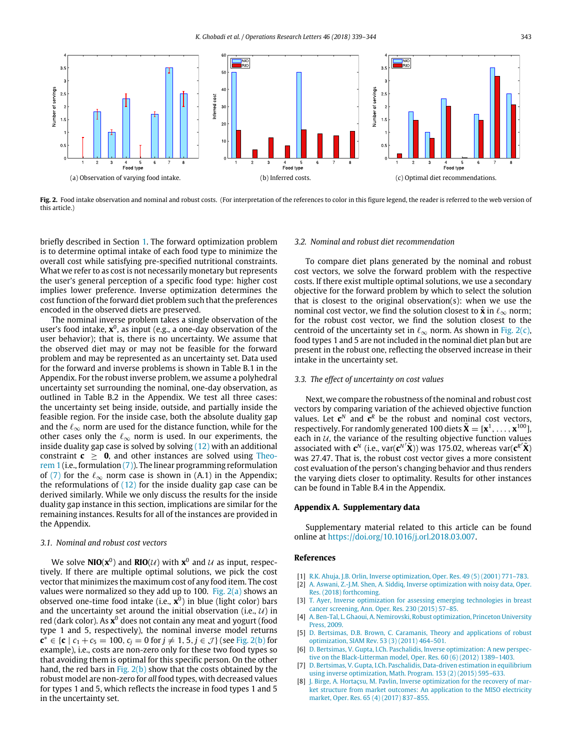(a) Observation of varying food intake.

(b) Inferred costs.

(c) Optimal diet recommendations.

**Fig. 2.** Food intake observation and nominal and robust costs. (For interpretation of the references to color in this figure legend, the reader is referred to the web version of this article.)

briefly described in Section 1. The forward optimization problem is to determine optimal intake of each food type to minimize the overall cost while satisfying pre-specified nutritional constraints. What we refer to as cost is not necessarily monetary but represents the user's general perception of a specific food type: higher cost implies lower preference. Inverse optimization determines the cost function of the forward diet problem such that the preferences encoded in the observed diets are preserved.

The nominal inverse problem takes a single observation of the user's food intake, $\mathbf{x}^0$, as input (e.g., a one-day observation of the user behavior); that is, there is no uncertainty. We assume that the observed diet may or may not be feasible for the forward problem and may be represented as an uncertainty set. Data used for the forward and inverse problems is shown in Table B.1 in the Appendix. For the robust inverse problem, we assume a polyhedral uncertainty set surrounding the nominal, one-day observation, as outlined in Table B.2 in the Appendix. We test all three cases: the uncertainty set being inside, outside, and partially inside the feasible region. For the inside case, both the absolute duality gap and the $\ell_\infty$ norm are used for the distance function, while for the other cases only the $\ell_\infty$ norm is used. In our experiments, the inside duality gap case is solved by solving (12) with an additional constraint $\mathbf{c} \geq \mathbf{0}$, and other instances are solved using Theorem 1 (i.e., formulation (7)). The linear programming reformulation of (7) for the $\ell_\infty$ norm case is shown in (A.1) in the Appendix; the reformulations of (12) for the inside duality gap case can be derived similarly. While we only discuss the results for the inside duality gap instance in this section, implications are similar for the remaining instances. Results for all of the instances are provided in the Appendix.

### 3.1. Nominal and robust cost vectors

We solve $\mathbf{NIO}(\mathbf{x}^0)$ and $\mathbf{RIO}(\mathcal{U})$ with $\mathbf{x}^0$ and $\mathcal{U}$ as input, respectively. If there are multiple optimal solutions, we pick the cost vector that minimizes the maximum cost of any food item. The cost values were normalized so they add up to 100. Fig. 2(a) shows an observed one-time food intake (i.e., $\mathbf{x}^0$) in blue (light color) bars and the uncertainty set around the initial observation (i.e., $\mathcal{U}$) in red (dark color). As $\mathbf{x}^0$ does not contain any meat and yogurt (food type 1 and 5, respectively), the nominal inverse model returns $\mathbf{c}^* \in \{\mathbf{c} \mid c_1 + c_5 = 100, c_j = 0 \text{ for } j \neq 1, 5, j \in \mathcal{J}\}$ (see Fig. 2(b) for example), i.e., costs are non-zero only for these two food types so that avoiding them is optimal for this specific person. On the other hand, the red bars in Fig. 2(b) show that the costs obtained by the robust model are non-zero for *all* food types, with decreased values for types 1 and 5, which reflects the increase in food types 1 and 5 in the uncertainty set.

### 3.2. Nominal and robust diet recommendation

To compare diet plans generated by the nominal and robust cost vectors, we solve the forward problem with the respective costs. If there exist multiple optimal solutions, we use a secondary objective for the forward problem by which to select the solution that is closest to the original observation(s): when we use the nominal cost vector, we find the solution closest to $\hat{\mathbf{x}}$ in $\ell_\infty$ norm; for the robust cost vector, we find the solution closest to the centroid of the uncertainty set in $\ell_\infty$ norm. As shown in Fig. 2(c), food types 1 and 5 are not included in the nominal diet plan but are present in the robust one, reflecting the observed increase in their intake in the uncertainty set.

### 3.3. The effect of uncertainty on cost values

Next, we compare the robustness of the nominal and robust cost vectors by comparing variation of the achieved objective function values. Let $\mathbf{c}^N$ and $\mathbf{c}^R$ be the robust and nominal cost vectors, respectively. For randomly generated 100 diets $\tilde{\mathbf{X}} = [\mathbf{x}^1, \ldots, \mathbf{x}^{100}]$, each in $\mathcal{U}$, the variance of the resulting objective function values associated with $\mathbf{c}^N$ (i.e., $\text{var}(\mathbf{c}^{N'}\tilde{\mathbf{X}})$) was 175.02, whereas $\text{var}(\mathbf{c}^{R'}\tilde{\mathbf{X}})$ was 27.47. That is, the robust cost vector gives a more consistent cost evaluation of the person's changing behavior and thus renders the varying diets closer to optimality. Results for other instances can be found in Table B.4 in the Appendix.

## Appendix A. Supplementary data

Supplementary material related to this article can be found online at https://doi.org/10.1016/j.orl.2018.03.007.

## References

[1] R.K. Ahuja, J.B. Orlin, Inverse optimization, Oper. Res. 49 (5) (2001) 771–783.

[2] A. Aswani, Z.-J.M. Shen, A. Siddiq, Inverse optimization with noisy data, Oper. Res. (2018) forthcoming.

[3] T. Ayer, Inverse optimization for assessing emerging technologies in breast cancer screening, Ann. Oper. Res. 230 (2015) 57–85.

[4] A. Ben-Tal, L. Ghaoui, A. Nemirovski, Robust optimization, Princeton University Press, 2009.

[5] D. Bertsimas, D.B. Brown, C. Caramanis, Theory and applications of robust optimization, SIAM Rev. 53 (3) (2011) 464–501.

[6] D. Bertsimas, V. Gupta, I.Ch. Paschalidis, Inverse optimization: A new perspective on the Black-Litterman model, Oper. Res. 60 (6) (2012) 1389–1403.

[7] D. Bertsimas, V. Gupta, I.Ch. Paschalidis, Data-driven estimation in equilibrium using inverse optimization, Math. Program. 153 (2) (2015) 595–633.

[8] J. Birge, A. Hortaçsu, M. Pavlin, Inverse optimization for the recovery of market structure from market outcomes: An application to the MISO electricity market, Oper. Res. 65 (4) (2017) 837–855.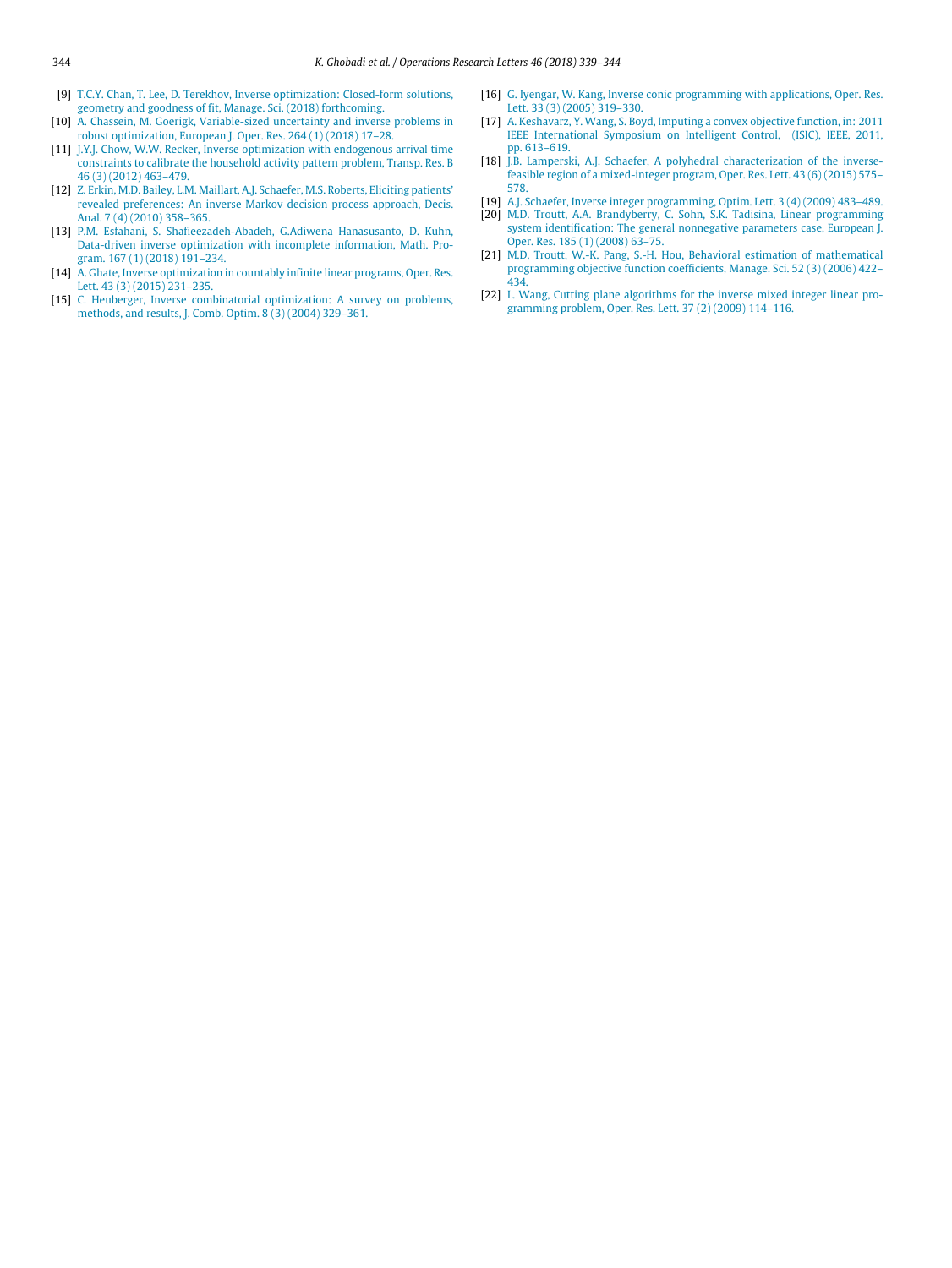[9] T.C.Y. Chan, T. Lee, D. Terekhov, Inverse optimization: Closed-form solutions, geometry and goodness of fit, Manage. Sci. (2018) forthcoming.

[10] A. Chassein, M. Goerigk, Variable-sized uncertainty and inverse problems in robust optimization, European J. Oper. Res. 264 (1) (2018) 17–28.

[11] J.Y.J. Chow, W.W. Recker, Inverse optimization with endogenous arrival time constraints to calibrate the household activity pattern problem, Transp. Res. B 46 (3) (2012) 463–479.

[12] Z. Erkin, M.D. Bailey, L.M. Maillart, A.J. Schaefer, M.S. Roberts, Eliciting patients' revealed preferences: An inverse Markov decision process approach, Decis. Anal. 7 (4) (2010) 358–365.

[13] P.M. Esfahani, S. Shafieezadeh-Abadeh, G.Adiwena Hanasusanto, D. Kuhn, Data-driven inverse optimization with incomplete information, Math. Program. 167 (1) (2018) 191–234.

[14] A. Ghate, Inverse optimization in countably infinite linear programs, Oper. Res. Lett. 43 (3) (2015) 231–235.

[15] C. Heuberger, Inverse combinatorial optimization: A survey on problems, methods, and results, J. Comb. Optim. 8 (3) (2004) 329–361.

[16] G. Iyengar, W. Kang, Inverse conic programming with applications, Oper. Res. Lett. 33 (3) (2005) 319–330.

[17] A. Keshavarz, Y. Wang, S. Boyd, Imputing a convex objective function, in: 2011 IEEE International Symposium on Intelligent Control, (ISIC), IEEE, 2011, pp. 613–619.

[18] J.B. Lamperski, A.J. Schaefer, A polyhedral characterization of the inverse-feasible region of a mixed-integer program, Oper. Res. Lett. 43 (6) (2015) 575–578.

[19] A.J. Schaefer, Inverse integer programming, Optim. Lett. 3 (4) (2009) 483–489.

[20] M.D. Troutt, A.A. Brandyberry, C. Sohn, S.K. Tadisina, Linear programming system identification: The general nonnegative parameters case, European J. Oper. Res. 185 (1) (2008) 63–75.

[21] M.D. Troutt, W.-K. Pang, S.-H. Hou, Behavioral estimation of mathematical programming objective function coefficients, Manage. Sci. 52 (3) (2006) 422–434.

[22] L. Wang, Cutting plane algorithms for the inverse mixed integer linear programming problem, Oper. Res. Lett. 37 (2) (2009) 114–116.